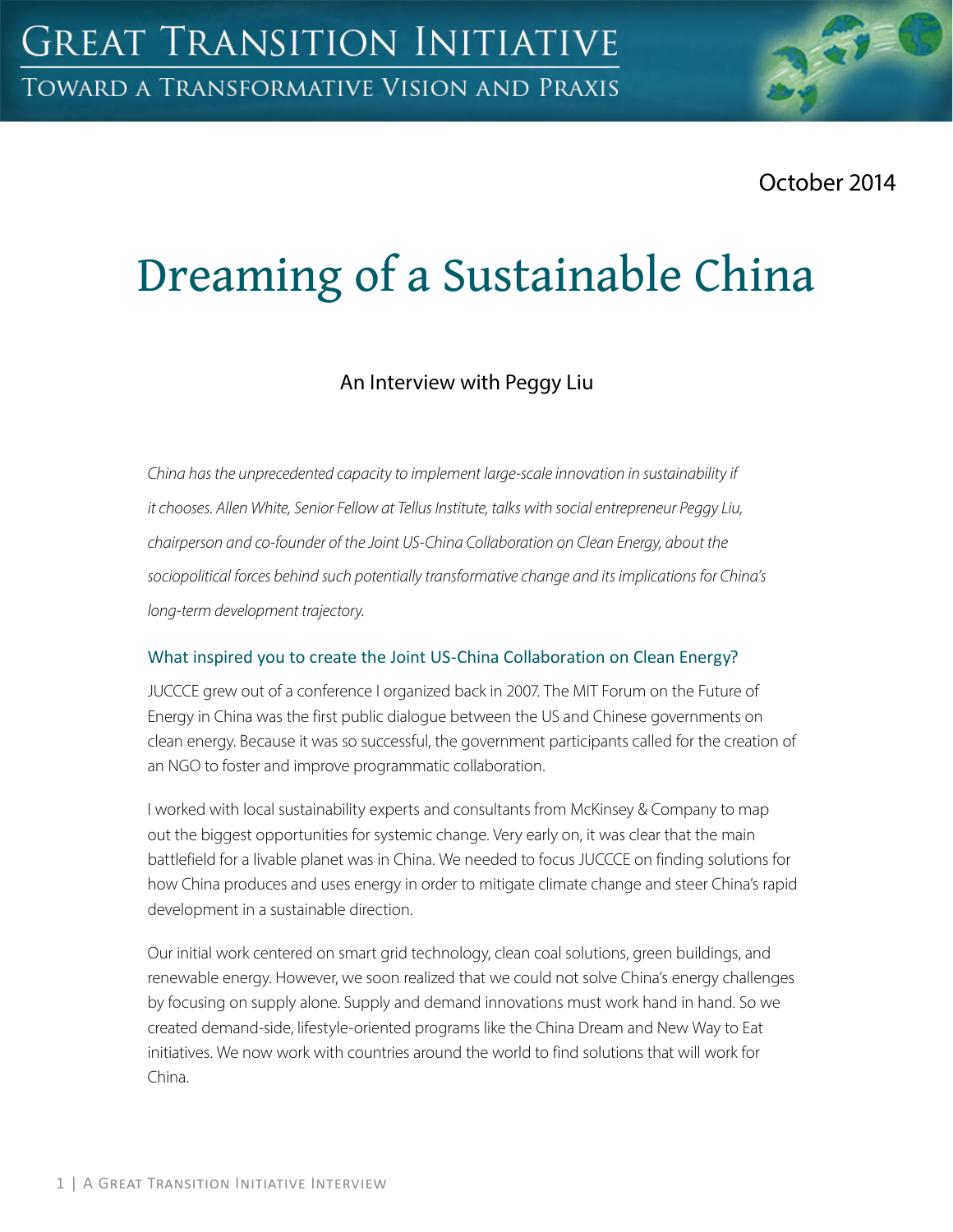October 2014

# Dreaming of a Sustainable China

An Interview with Peggy Liu

*China has the unprecedented capacity to implement large-scale innovation in sustainability if it chooses. Allen White, Senior Fellow at Tellus Institute, talks with social entrepreneur Peggy Liu, chairperson and co-founder of the Joint US-China Collaboration on Clean Energy, about the sociopolitical forces behind such potentially transformative change and its implications for China's long-term development trajectory.*

### What inspired you to create the Joint US-China Collaboration on Clean Energy?

JUCCCE grew out of a conference I organized back in 2007. The MIT Forum on the Future of Energy in China was the first public dialogue between the US and Chinese governments on clean energy. Because it was so successful, the government participants called for the creation of an NGO to foster and improve programmatic collaboration.

I worked with local sustainability experts and consultants from McKinsey & Company to map out the biggest opportunities for systemic change. Very early on, it was clear that the main battlefield for a livable planet was in China. We needed to focus JUCCCE on finding solutions for how China produces and uses energy in order to mitigate climate change and steer China's rapid development in a sustainable direction.

Our initial work centered on smart grid technology, clean coal solutions, green buildings, and renewable energy. However, we soon realized that we could not solve China's energy challenges by focusing on supply alone. Supply and demand innovations must work hand in hand. So we created demand-side, lifestyle-oriented programs like the China Dream and New Way to Eat initiatives. We now work with countries around the world to find solutions that will work for China.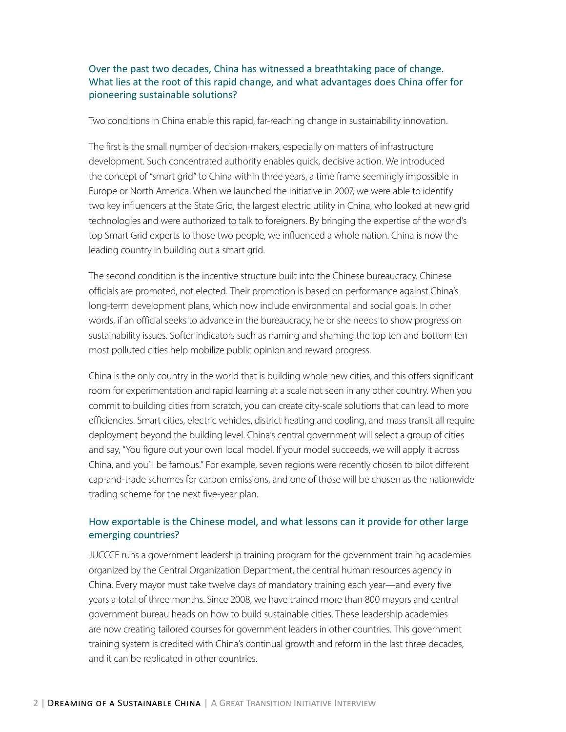### Over the past two decades, China has witnessed a breathtaking pace of change. What lies at the root of this rapid change, and what advantages does China offer for pioneering sustainable solutions?

Two conditions in China enable this rapid, far-reaching change in sustainability innovation.

The first is the small number of decision-makers, especially on matters of infrastructure development. Such concentrated authority enables quick, decisive action. We introduced the concept of "smart grid" to China within three years, a time frame seemingly impossible in Europe or North America. When we launched the initiative in 2007, we were able to identify two key influencers at the State Grid, the largest electric utility in China, who looked at new grid technologies and were authorized to talk to foreigners. By bringing the expertise of the world's top Smart Grid experts to those two people, we influenced a whole nation. China is now the leading country in building out a smart grid.

The second condition is the incentive structure built into the Chinese bureaucracy. Chinese officials are promoted, not elected. Their promotion is based on performance against China's long-term development plans, which now include environmental and social goals. In other words, if an official seeks to advance in the bureaucracy, he or she needs to show progress on sustainability issues. Softer indicators such as naming and shaming the top ten and bottom ten most polluted cities help mobilize public opinion and reward progress.

China is the only country in the world that is building whole new cities, and this offers significant room for experimentation and rapid learning at a scale not seen in any other country. When you commit to building cities from scratch, you can create city-scale solutions that can lead to more efficiencies. Smart cities, electric vehicles, district heating and cooling, and mass transit all require deployment beyond the building level. China's central government will select a group of cities and say, "You figure out your own local model. If your model succeeds, we will apply it across China, and you'll be famous." For example, seven regions were recently chosen to pilot different cap-and-trade schemes for carbon emissions, and one of those will be chosen as the nationwide trading scheme for the next five-year plan.

### How exportable is the Chinese model, and what lessons can it provide for other large emerging countries?

JUCCCE runs a government leadership training program for the government training academies organized by the Central Organization Department, the central human resources agency in China. Every mayor must take twelve days of mandatory training each year—and every five years a total of three months. Since 2008, we have trained more than 800 mayors and central government bureau heads on how to build sustainable cities. These leadership academies are now creating tailored courses for government leaders in other countries. This government training system is credited with China's continual growth and reform in the last three decades, and it can be replicated in other countries.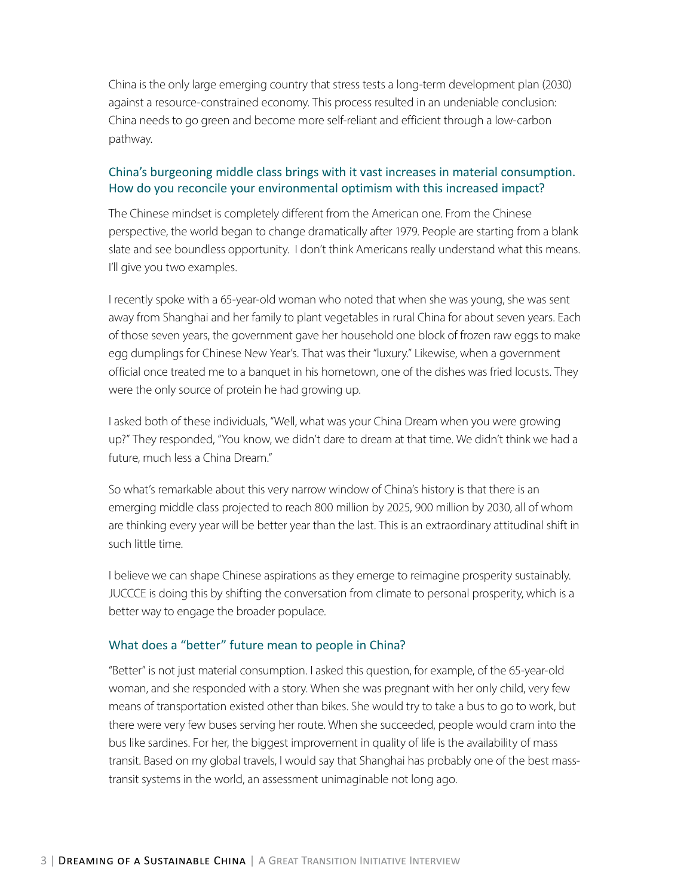China is the only large emerging country that stress tests a long-term development plan (2030) against a resource-constrained economy. This process resulted in an undeniable conclusion: China needs to go green and become more self-reliant and efficient through a low-carbon pathway.

### China's burgeoning middle class brings with it vast increases in material consumption. How do you reconcile your environmental optimism with this increased impact?

The Chinese mindset is completely different from the American one. From the Chinese perspective, the world began to change dramatically after 1979. People are starting from a blank slate and see boundless opportunity. I don't think Americans really understand what this means. I'll give you two examples.

I recently spoke with a 65-year-old woman who noted that when she was young, she was sent away from Shanghai and her family to plant vegetables in rural China for about seven years. Each of those seven years, the government gave her household one block of frozen raw eggs to make egg dumplings for Chinese New Year's. That was their "luxury." Likewise, when a government official once treated me to a banquet in his hometown, one of the dishes was fried locusts. They were the only source of protein he had growing up.

I asked both of these individuals, "Well, what was your China Dream when you were growing up?" They responded, "You know, we didn't dare to dream at that time. We didn't think we had a future, much less a China Dream."

So what's remarkable about this very narrow window of China's history is that there is an emerging middle class projected to reach 800 million by 2025, 900 million by 2030, all of whom are thinking every year will be better year than the last. This is an extraordinary attitudinal shift in such little time.

I believe we can shape Chinese aspirations as they emerge to reimagine prosperity sustainably. JUCCCE is doing this by shifting the conversation from climate to personal prosperity, which is a better way to engage the broader populace.

### What does a "better" future mean to people in China?

"Better" is not just material consumption. I asked this question, for example, of the 65-year-old woman, and she responded with a story. When she was pregnant with her only child, very few means of transportation existed other than bikes. She would try to take a bus to go to work, but there were very few buses serving her route. When she succeeded, people would cram into the bus like sardines. For her, the biggest improvement in quality of life is the availability of mass transit. Based on my global travels, I would say that Shanghai has probably one of the best mass-transit systems in the world, an assessment unimaginable not long ago.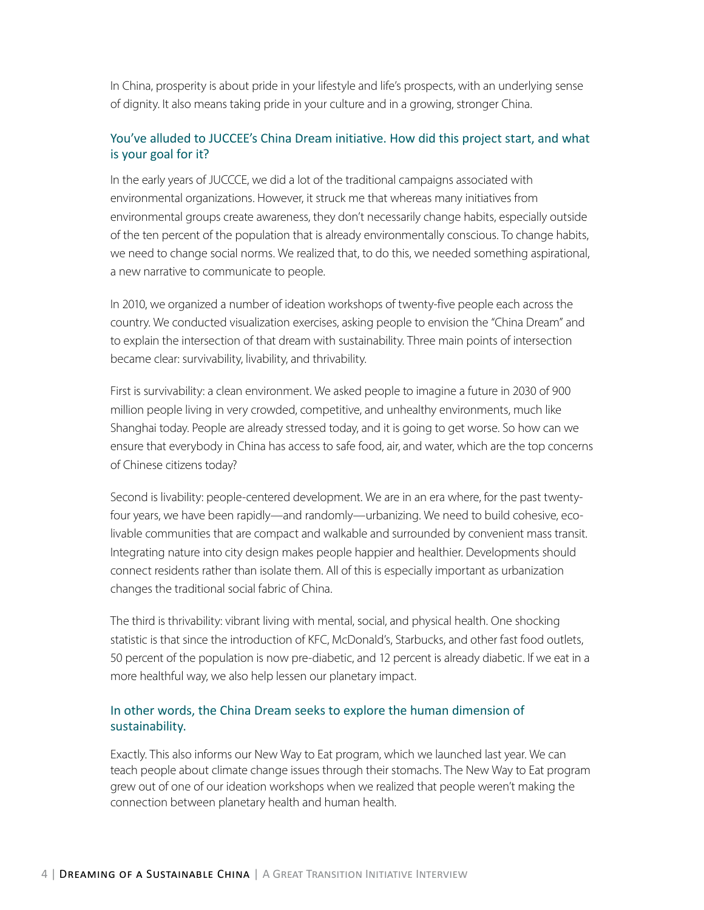In China, prosperity is about pride in your lifestyle and life's prospects, with an underlying sense of dignity. It also means taking pride in your culture and in a growing, stronger China.

### You've alluded to JUCCEE's China Dream initiative. How did this project start, and what is your goal for it?

In the early years of JUCCCE, we did a lot of the traditional campaigns associated with environmental organizations. However, it struck me that whereas many initiatives from environmental groups create awareness, they don't necessarily change habits, especially outside of the ten percent of the population that is already environmentally conscious. To change habits, we need to change social norms. We realized that, to do this, we needed something aspirational, a new narrative to communicate to people.

In 2010, we organized a number of ideation workshops of twenty-five people each across the country. We conducted visualization exercises, asking people to envision the "China Dream" and to explain the intersection of that dream with sustainability. Three main points of intersection became clear: survivability, livability, and thrivability.

First is survivability: a clean environment. We asked people to imagine a future in 2030 of 900 million people living in very crowded, competitive, and unhealthy environments, much like Shanghai today. People are already stressed today, and it is going to get worse. So how can we ensure that everybody in China has access to safe food, air, and water, which are the top concerns of Chinese citizens today?

Second is livability: people-centered development. We are in an era where, for the past twenty-four years, we have been rapidly—and randomly—urbanizing. We need to build cohesive, eco-livable communities that are compact and walkable and surrounded by convenient mass transit. Integrating nature into city design makes people happier and healthier. Developments should connect residents rather than isolate them. All of this is especially important as urbanization changes the traditional social fabric of China.

The third is thrivability: vibrant living with mental, social, and physical health. One shocking statistic is that since the introduction of KFC, McDonald's, Starbucks, and other fast food outlets, 50 percent of the population is now pre-diabetic, and 12 percent is already diabetic. If we eat in a more healthful way, we also help lessen our planetary impact.

### In other words, the China Dream seeks to explore the human dimension of sustainability.

Exactly. This also informs our New Way to Eat program, which we launched last year. We can teach people about climate change issues through their stomachs. The New Way to Eat program grew out of one of our ideation workshops when we realized that people weren't making the connection between planetary health and human health.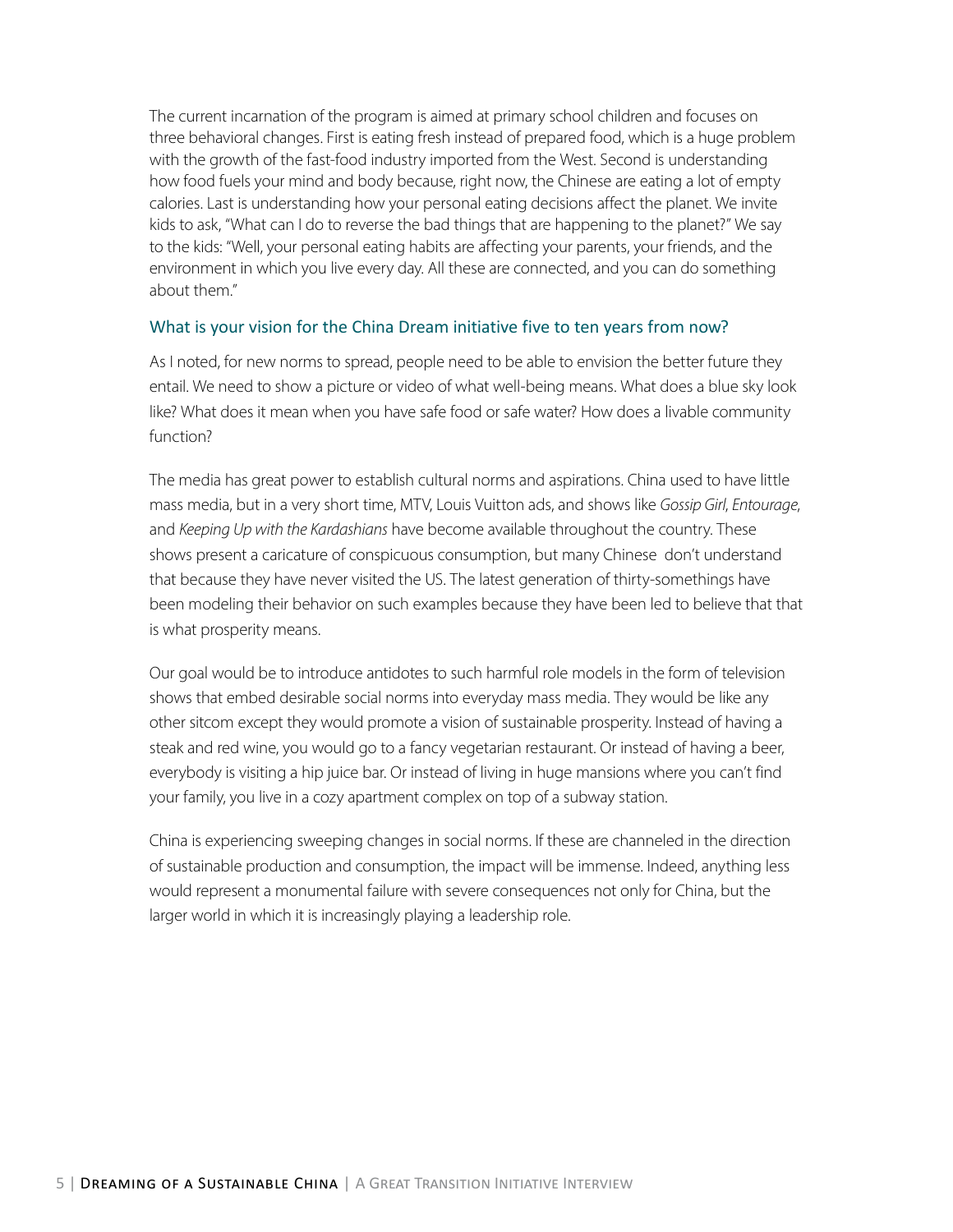The current incarnation of the program is aimed at primary school children and focuses on three behavioral changes. First is eating fresh instead of prepared food, which is a huge problem with the growth of the fast-food industry imported from the West. Second is understanding how food fuels your mind and body because, right now, the Chinese are eating a lot of empty calories. Last is understanding how your personal eating decisions affect the planet. We invite kids to ask, "What can I do to reverse the bad things that are happening to the planet?" We say to the kids: "Well, your personal eating habits are affecting your parents, your friends, and the environment in which you live every day. All these are connected, and you can do something about them."

## What is your vision for the China Dream initiative five to ten years from now?

As I noted, for new norms to spread, people need to be able to envision the better future they entail. We need to show a picture or video of what well-being means. What does a blue sky look like? What does it mean when you have safe food or safe water? How does a livable community function?

The media has great power to establish cultural norms and aspirations. China used to have little mass media, but in a very short time, MTV, Louis Vuitton ads, and shows like *Gossip Girl*, *Entourage*, and *Keeping Up with the Kardashians* have become available throughout the country. These shows present a caricature of conspicuous consumption, but many Chinese don't understand that because they have never visited the US. The latest generation of thirty-somethings have been modeling their behavior on such examples because they have been led to believe that that is what prosperity means.

Our goal would be to introduce antidotes to such harmful role models in the form of television shows that embed desirable social norms into everyday mass media. They would be like any other sitcom except they would promote a vision of sustainable prosperity. Instead of having a steak and red wine, you would go to a fancy vegetarian restaurant. Or instead of having a beer, everybody is visiting a hip juice bar. Or instead of living in huge mansions where you can't find your family, you live in a cozy apartment complex on top of a subway station.

China is experiencing sweeping changes in social norms. If these are channeled in the direction of sustainable production and consumption, the impact will be immense. Indeed, anything less would represent a monumental failure with severe consequences not only for China, but the larger world in which it is increasingly playing a leadership role.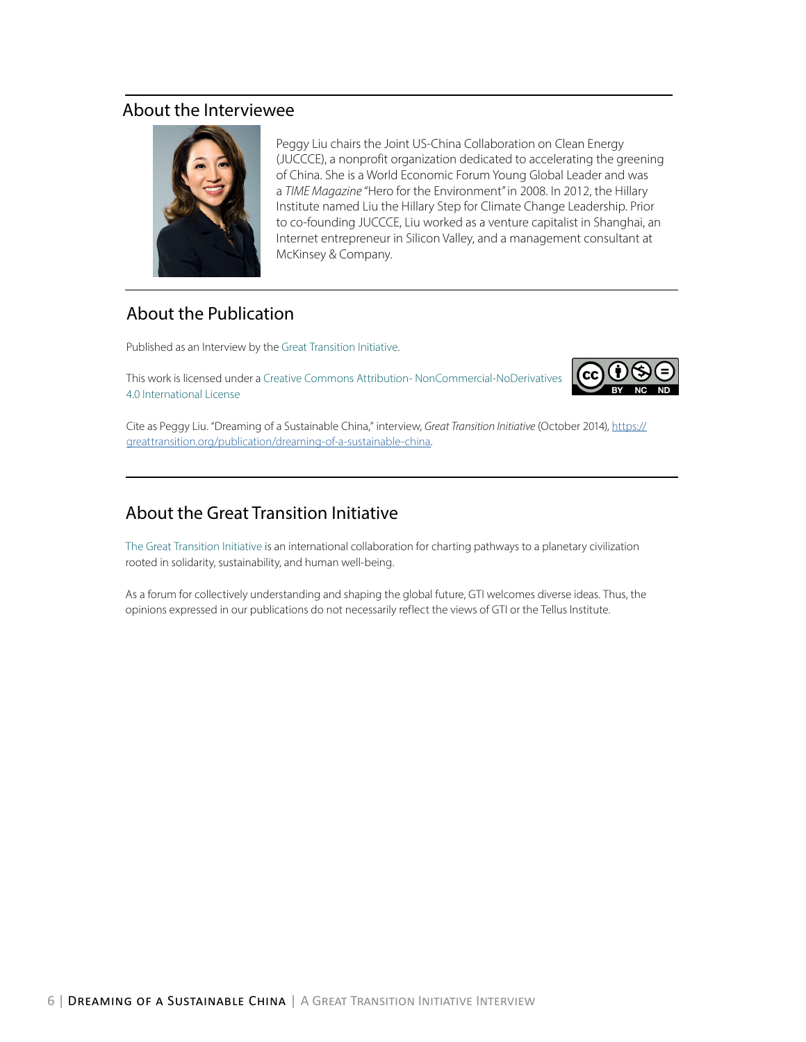## About the Interviewee

Peggy Liu chairs the Joint US-China Collaboration on Clean Energy (JUCCCE), a nonprofit organization dedicated to accelerating the greening of China. She is a World Economic Forum Young Global Leader and was a *TIME Magazine* "Hero for the Environment" in 2008. In 2012, the Hillary Institute named Liu the Hillary Step for Climate Change Leadership. Prior to co-founding JUCCCE, Liu worked as a venture capitalist in Shanghai, an Internet entrepreneur in Silicon Valley, and a management consultant at McKinsey & Company.

## About the Publication

Published as an Interview by the Great Transition Initiative.

This work is licensed under a Creative Commons Attribution- NonCommercial-NoDerivatives 4.0 International License

Cite as Peggy Liu. "Dreaming of a Sustainable China," interview, *Great Transition Initiative* (October 2014), https://greattransition.org/publication/dreaming-of-a-sustainable-china.

## About the Great Transition Initiative

The Great Transition Initiative is an international collaboration for charting pathways to a planetary civilization rooted in solidarity, sustainability, and human well-being.

As a forum for collectively understanding and shaping the global future, GTI welcomes diverse ideas. Thus, the opinions expressed in our publications do not necessarily reflect the views of GTI or the Tellus Institute.